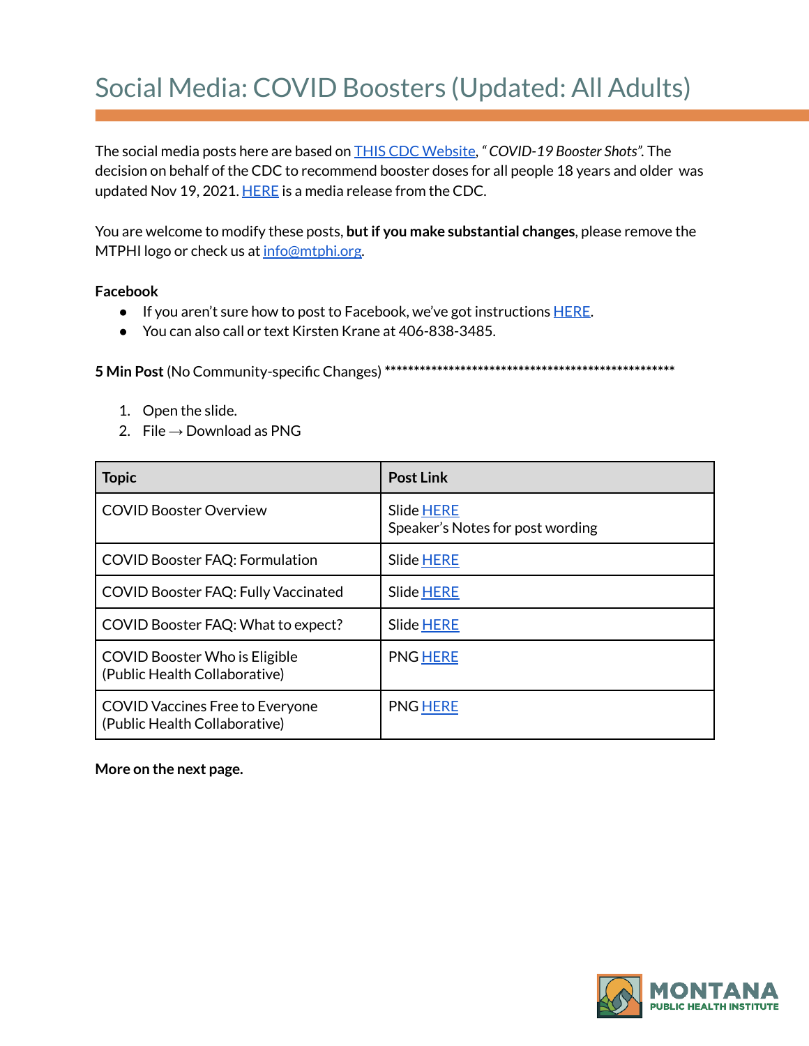# Social Media: COVID Boosters (Updated: All Adults)

The social media posts here are based on THIS CDC Website, *"COVID-19 Booster Shots"*. The decision on behalf of the CDC to recommend booster doses for all people 18 years and older was updated Nov 19, 2021. HERE is a media release from the CDC.

You are welcome to modify these posts, **but if you make substantial changes**, please remove the MTPHI logo or check us at info@mtphi.org.

**Facebook**

- If you aren't sure how to post to Facebook, we've got instructions HERE.
- You can also call or text Kirsten Krane at 406-838-3485.

**5 Min Post** (No Community-specific Changes) ****************************************************

1. Open the slide.
2. File → Download as PNG

| Topic | Post Link |
|---|---|
| COVID Booster Overview | Slide HERE<br>Speaker's Notes for post wording |
| COVID Booster FAQ: Formulation | Slide HERE |
| COVID Booster FAQ: Fully Vaccinated | Slide HERE |
| COVID Booster FAQ: What to expect? | Slide HERE |
| COVID Booster Who is Eligible<br>(Public Health Collaborative) | PNG HERE |
| COVID Vaccines Free to Everyone<br>(Public Health Collaborative) | PNG HERE |

**More on the next page.**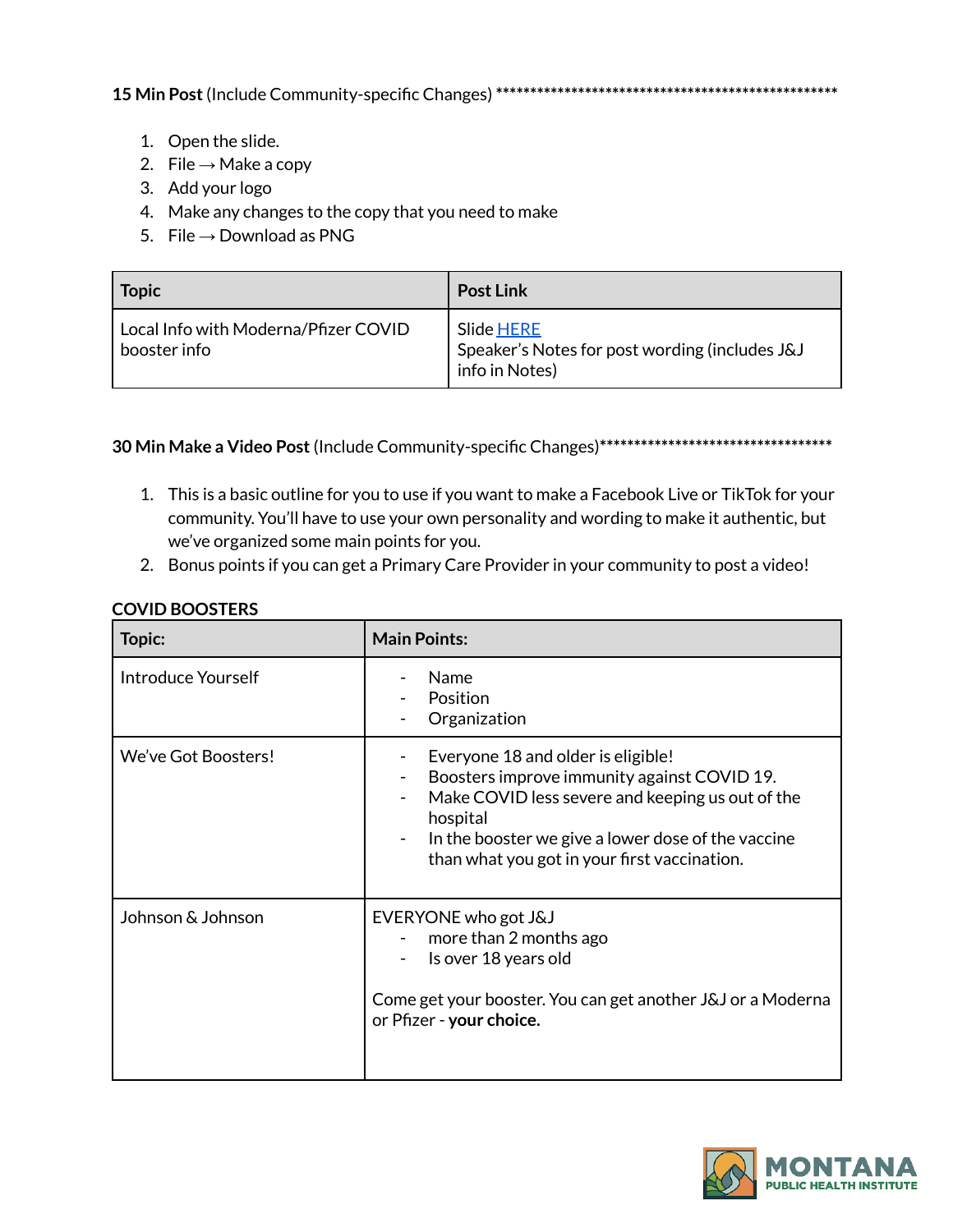**15 Min Post** (Include Community-specific Changes) ****************************************************

1. Open the slide.
2. File → Make a copy
3. Add your logo
4. Make any changes to the copy that you need to make
5. File → Download as PNG

| Topic | Post Link |
| --- | --- |
| Local Info with Moderna/Pfizer COVID booster info | Slide HERE<br>Speaker's Notes for post wording (includes J&J info in Notes) |

**30 Min Make a Video Post** (Include Community-specific Changes)**********************************

1. This is a basic outline for you to use if you want to make a Facebook Live or TikTok for your community. You'll have to use your own personality and wording to make it authentic, but we've organized some main points for you.
2. Bonus points if you can get a Primary Care Provider in your community to post a video!

**COVID BOOSTERS**

| Topic: | Main Points: |
| --- | --- |
| Introduce Yourself | - Name<br>- Position<br>- Organization |
| We've Got Boosters! | - Everyone 18 and older is eligible!<br>- Boosters improve immunity against COVID 19.<br>- Make COVID less severe and keeping us out of the hospital<br>- In the booster we give a lower dose of the vaccine than what you got in your first vaccination. |
| Johnson & Johnson | EVERYONE who got J&J<br>- more than 2 months ago<br>- Is over 18 years old<br><br>Come get your booster. You can get another J&J or a Moderna or Pfizer - **your choice.** |

MONTANA PUBLIC HEALTH INSTITUTE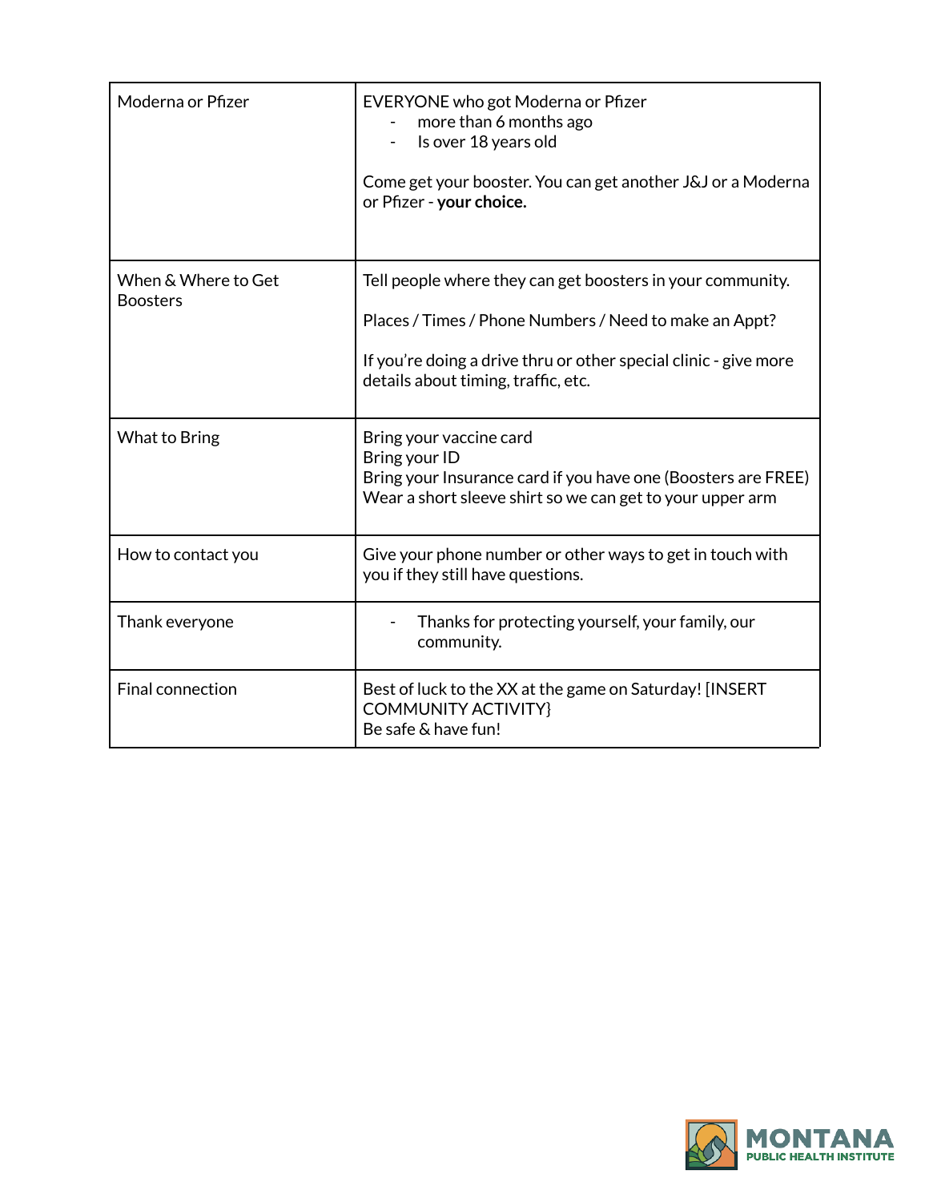| | |
|---|---|
| Moderna or Pfizer | EVERYONE who got Moderna or Pfizer<br>- more than 6 months ago<br>- Is over 18 years old<br><br>Come get your booster. You can get another J&J or a Moderna or Pfizer - **your choice.** |
| When & Where to Get Boosters | Tell people where they can get boosters in your community.<br><br>Places / Times / Phone Numbers / Need to make an Appt?<br><br>If you're doing a drive thru or other special clinic - give more details about timing, traffic, etc. |
| What to Bring | Bring your vaccine card<br>Bring your ID<br>Bring your Insurance card if you have one (Boosters are FREE)<br>Wear a short sleeve shirt so we can get to your upper arm |
| How to contact you | Give your phone number or other ways to get in touch with you if they still have questions. |
| Thank everyone | - Thanks for protecting yourself, your family, our community. |
| Final connection | Best of luck to the XX at the game on Saturday! [INSERT COMMUNITY ACTIVITY}<br>Be safe & have fun! |

MONTANA PUBLIC HEALTH INSTITUTE